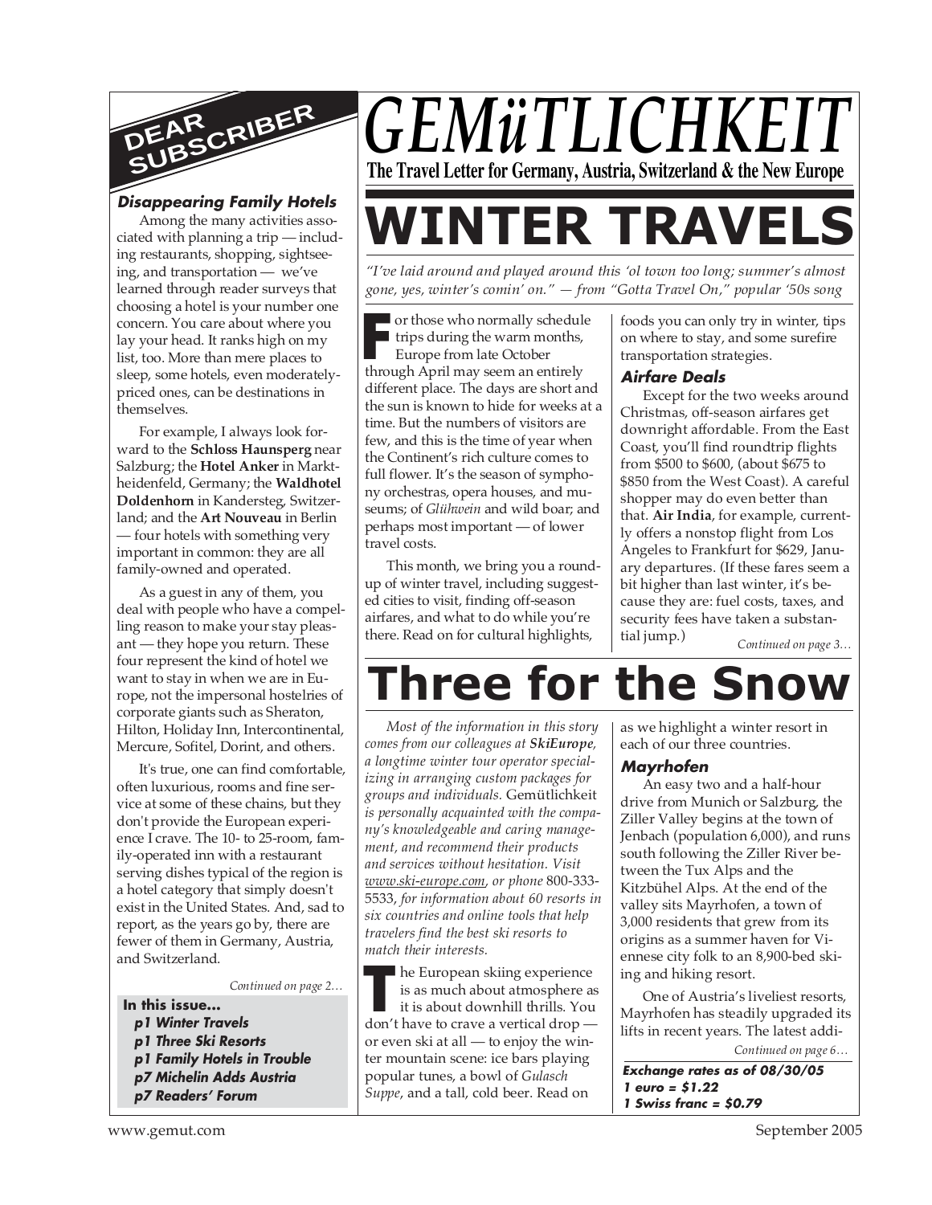# GEMüTLICHKEIT

**The Travel Letter for Germany, Austria, Switzerland & the New Europe**

## DEAR SUBSCRIBER

### *Disappearing Family Hotels*

Among the many activities associated with planning a trip — including restaurants, shopping, sightseeing, and transportation — we've learned through reader surveys that choosing a hotel is your number one concern. You care about where you lay your head. It ranks high on my list, too. More than mere places to sleep, some hotels, even moderately-priced ones, can be destinations in themselves.

For example, I always look forward to the **Schloss Haunsperg** near Salzburg; the **Hotel Anker** in Marktheidenfeld, Germany; the **Waldhotel Doldenhorn** in Kandersteg, Switzerland; and the **Art Nouveau** in Berlin — four hotels with something very important in common: they are all family-owned and operated.

As a guest in any of them, you deal with people who have a compelling reason to make your stay pleasant — they hope you return. These four represent the kind of hotel we want to stay in when we are in Europe, not the impersonal hostelries of corporate giants such as Sheraton, Hilton, Holiday Inn, Intercontinental, Mercure, Sofitel, Dorint, and others.

It's true, one can find comfortable, often luxurious, rooms and fine service at some of these chains, but they don't provide the European experience I crave. The 10- to 25-room, family-operated inn with a restaurant serving dishes typical of the region is a hotel category that simply doesn't exist in the United States. And, sad to report, as the years go by, there are fewer of them in Germany, Austria, and Switzerland.

*Continued on page 2…*

**In this issue...**
- ***p1 Winter Travels***
- ***p1 Three Ski Resorts***
- ***p1 Family Hotels in Trouble***
- ***p7 Michelin Adds Austria***
- ***p7 Readers' Forum***

## WINTER TRAVELS

*"I've laid around and played around this 'ol town too long; summer's almost gone, yes, winter's comin' on." — from "Gotta Travel On," popular '50s song*

For those who normally schedule trips during the warm months, Europe from late October through April may seem an entirely different place. The days are short and the sun is known to hide for weeks at a time. But the numbers of visitors are few, and this is the time of year when the Continent's rich culture comes to full flower. It's the season of symphony orchestras, opera houses, and museums; of *Glühwein* and wild boar; and perhaps most important — of lower travel costs.

This month, we bring you a roundup of winter travel, including suggested cities to visit, finding off-season airfares, and what to do while you're there. Read on for cultural highlights, foods you can only try in winter, tips on where to stay, and some surefire transportation strategies.

### *Airfare Deals*

Except for the two weeks around Christmas, off-season airfares get downright affordable. From the East Coast, you'll find roundtrip flights from $500 to $600, (about $675 to $850 from the West Coast). A careful shopper may do even better than that. **Air India**, for example, currently offers a nonstop flight from Los Angeles to Frankfurt for $629, January departures. (If these fares seem a bit higher than last winter, it's because they are: fuel costs, taxes, and security fees have taken a substantial jump.)

*Continued on page 3…*

## Three for the Snow

*Most of the information in this story comes from our colleagues at* ***SkiEurope****, a longtime winter tour operator specializing in arranging custom packages for groups and individuals.* Gemütlichkeit *is personally acquainted with the company's knowledgeable and caring management, and recommend their products and services without hesitation. Visit* www.ski-europe.com*, or phone* 800-333-5533*, for information about 60 resorts in six countries and online tools that help travelers find the best ski resorts to match their interests.*

The European skiing experience is as much about atmosphere as it is about downhill thrills. You don't have to crave a vertical drop — or even ski at all — to enjoy the winter mountain scene: ice bars playing popular tunes, a bowl of *Gulasch Suppe*, and a tall, cold beer. Read on as we highlight a winter resort in each of our three countries.

### *Mayrhofen*

An easy two and a half-hour drive from Munich or Salzburg, the Ziller Valley begins at the town of Jenbach (population 6,000), and runs south following the Ziller River between the Tux Alps and the Kitzbühel Alps. At the end of the valley sits Mayrhofen, a town of 3,000 residents that grew from its origins as a summer haven for Viennese city folk to an 8,900-bed skiing and hiking resort.

One of Austria's liveliest resorts, Mayrhofen has steadily upgraded its lifts in recent years. The latest addi-

*Continued on page 6…*

***Exchange rates as of 08/30/05***
***1 euro = $1.22***
***1 Swiss franc = $0.79***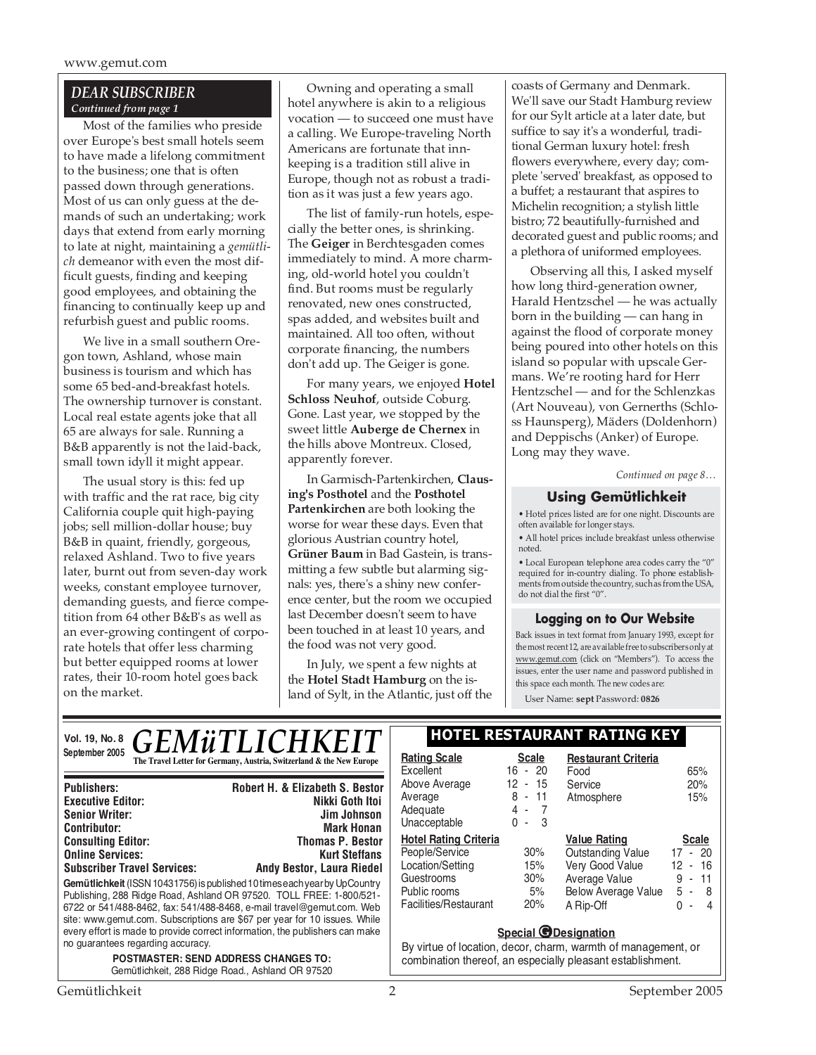## DEAR SUBSCRIBER

*Continued from page 1*

Most of the families who preside over Europe's best small hotels seem to have made a lifelong commitment to the business; one that is often passed down through generations. Most of us can only guess at the demands of such an undertaking; work days that extend from early morning to late at night, maintaining a *gemütlich* demeanor with even the most difficult guests, finding and keeping good employees, and obtaining the financing to continually keep up and refurbish guest and public rooms.

We live in a small southern Oregon town, Ashland, whose main business is tourism and which has some 65 bed-and-breakfast hotels. The ownership turnover is constant. Local real estate agents joke that all 65 are always for sale. Running a B&B apparently is not the laid-back, small town idyll it might appear.

The usual story is this: fed up with traffic and the rat race, big city California couple quit high-paying jobs; sell million-dollar house; buy B&B in quaint, friendly, gorgeous, relaxed Ashland. Two to five years later, burnt out from seven-day work weeks, constant employee turnover, demanding guests, and fierce competition from 64 other B&B's as well as an ever-growing contingent of corporate hotels that offer less charming but better equipped rooms at lower rates, their 10-room hotel goes back on the market.

Owning and operating a small hotel anywhere is akin to a religious vocation — to succeed one must have a calling. We Europe-traveling North Americans are fortunate that innkeeping is a tradition still alive in Europe, though not as robust a tradition as it was just a few years ago.

The list of family-run hotels, especially the better ones, is shrinking. The **Geiger** in Berchtesgaden comes immediately to mind. A more charming, old-world hotel you couldn't find. But rooms must be regularly renovated, new ones constructed, spas added, and websites built and maintained. All too often, without corporate financing, the numbers don't add up. The Geiger is gone.

For many years, we enjoyed **Hotel Schloss Neuhof**, outside Coburg. Gone. Last year, we stopped by the sweet little **Auberge de Chernex** in the hills above Montreux. Closed, apparently forever.

In Garmisch-Partenkirchen, **Clausing's Posthotel** and the **Posthotel Partenkirchen** are both looking the worse for wear these days. Even that glorious Austrian country hotel, **Grüner Baum** in Bad Gastein, is transmitting a few subtle but alarming signals: yes, there's a shiny new conference center, but the room we occupied last December doesn't seem to have been touched in at least 10 years, and the food was not very good.

In July, we spent a few nights at the **Hotel Stadt Hamburg** on the island of Sylt, in the Atlantic, just off the coasts of Germany and Denmark. We'll save our Stadt Hamburg review for our Sylt article at a later date, but suffice to say it's a wonderful, traditional German luxury hotel: fresh flowers everywhere, every day; complete 'served' breakfast, as opposed to a buffet; a restaurant that aspires to Michelin recognition; a stylish little bistro; 72 beautifully-furnished and decorated guest and public rooms; and a plethora of uniformed employees.

Observing all this, I asked myself how long third-generation owner, Harald Hentzschel — he was actually born in the building — can hang in against the flood of corporate money being poured into other hotels on this island so popular with upscale Germans. We're rooting hard for Herr Hentzschel — and for the Schlenzkas (Art Nouveau), von Gernerths (Schloss Haunsperg), Mäders (Doldenhorn) and Deppischs (Anker) of Europe. Long may they wave.

*Continued on page 8…*

### Using Gemütlichkeit

- Hotel prices listed are for one night. Discounts are often available for longer stays.
- All hotel prices include breakfast unless otherwise noted.
- Local European telephone area codes carry the "0" required for in-country dialing. To phone establishments from outside the country, such as from the USA, do not dial the first "0".

### Logging on to Our Website

Back issues in text format from January 1993, except for the most recent 12, are available free to subscribers only at www.gemut.com (click on "Members"). To access the issues, enter the user name and password published in this space each month. The new codes are:

User Name: **sept** Password: **0826**

---

**Vol. 19, No. 8**
**September 2005**

# GEMüTLICHKEIT

**The Travel Letter for Germany, Austria, Switzerland & the New Europe**

| | |
|---|---|
| **Publishers:** | **Robert H. & Elizabeth S. Bestor** |
| **Executive Editor:** | **Nikki Goth Itoi** |
| **Senior Writer:** | **Jim Johnson** |
| **Contributor:** | **Mark Honan** |
| **Consulting Editor:** | **Thomas P. Bestor** |
| **Online Services:** | **Kurt Steffans** |
| **Subscriber Travel Services:** | **Andy Bestor, Laura Riedel** |

**Gemütlichkeit** (ISSN 10431756) is published 10 times each year by UpCountry Publishing, 288 Ridge Road, Ashland OR 97520. TOLL FREE: 1-800/521-6722 or 541/488-8462, fax: 541/488-8468, e-mail travel@gemut.com. Web site: www.gemut.com. Subscriptions are $67 per year for 10 issues. While every effort is made to provide correct information, the publishers can make no guarantees regarding accuracy.

**POSTMASTER: SEND ADDRESS CHANGES TO:**
Gemütlichkeit, 288 Ridge Road., Ashland OR 97520

### HOTEL RESTAURANT RATING KEY

| Rating Scale | Scale |
|---|---|
| Excellent | 16 - 20 |
| Above Average | 12 - 15 |
| Average | 8 - 11 |
| Adequate | 4 - 7 |
| Unacceptable | 0 - 3 |

| Restaurant Criteria | |
|---|---|
| Food | 65% |
| Service | 20% |
| Atmosphere | 15% |

| Hotel Rating Criteria | |
|---|---|
| People/Service | 30% |
| Location/Setting | 15% |
| Guestrooms | 30% |
| Public rooms | 5% |
| Facilities/Restaurant | 20% |

| Value Rating | Scale |
|---|---|
| Outstanding Value | 17 - 20 |
| Very Good Value | 12 - 16 |
| Average Value | 9 - 11 |
| Below Average Value | 5 - 8 |
| A Rip-Off | 0 - 4 |

**Special G Designation**

By virtue of location, decor, charm, warmth of management, or combination thereof, an especially pleasant establishment.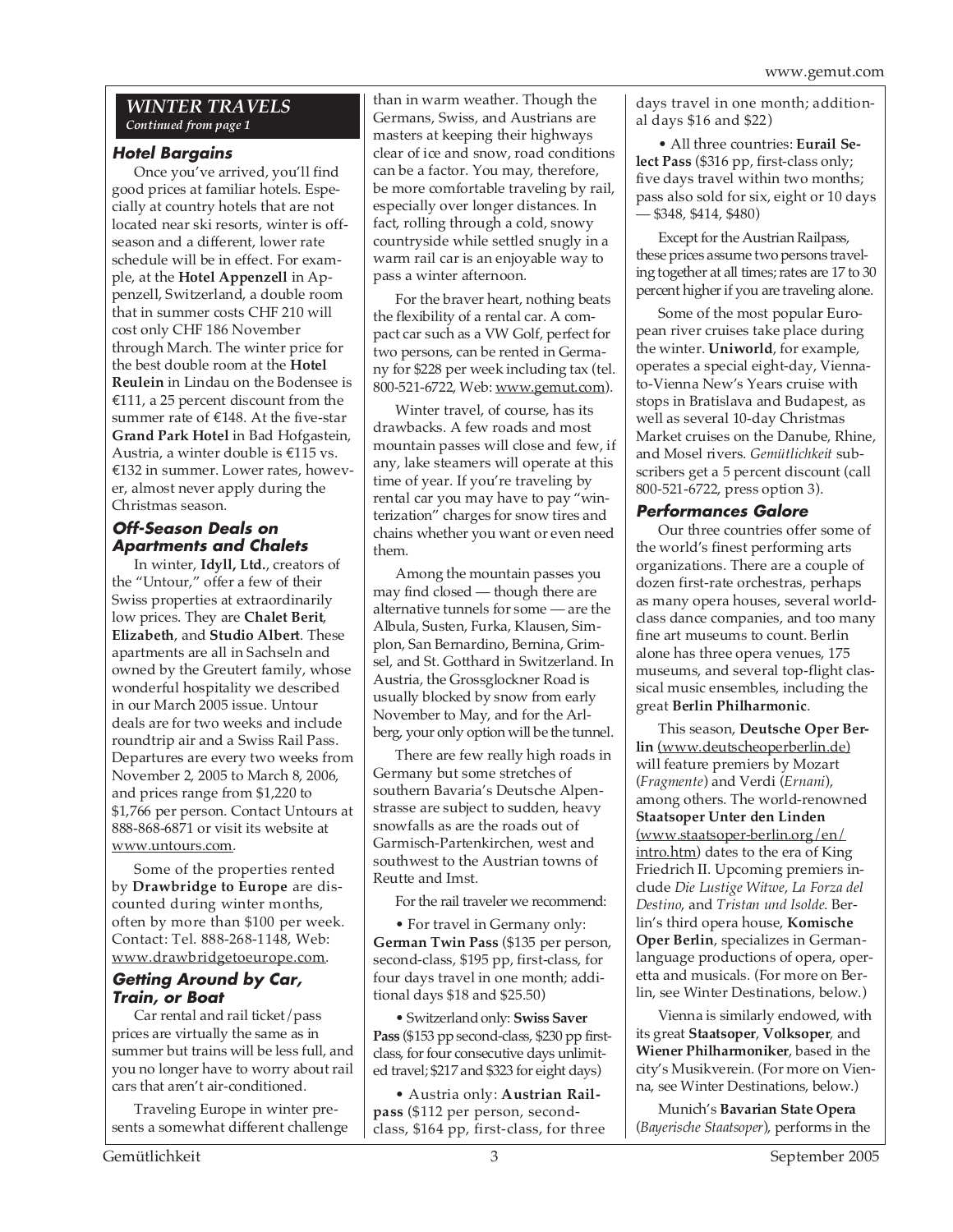## WINTER TRAVELS

*Continued from page 1*

### Hotel Bargains

Once you've arrived, you'll find good prices at familiar hotels. Especially at country hotels that are not located near ski resorts, winter is off-season and a different, lower rate schedule will be in effect. For example, at the **Hotel Appenzell** in Appenzell, Switzerland, a double room that in summer costs CHF 210 will cost only CHF 186 November through March. The winter price for the best double room at the **Hotel Reulein** in Lindau on the Bodensee is €111, a 25 percent discount from the summer rate of €148. At the five-star **Grand Park Hotel** in Bad Hofgastein, Austria, a winter double is €115 vs. €132 in summer. Lower rates, however, almost never apply during the Christmas season.

### Off-Season Deals on Apartments and Chalets

In winter, **Idyll, Ltd.**, creators of the "Untour," offer a few of their Swiss properties at extraordinarily low prices. They are **Chalet Berit**, **Elizabeth**, and **Studio Albert**. These apartments are all in Sachseln and owned by the Greutert family, whose wonderful hospitality we described in our March 2005 issue. Untour deals are for two weeks and include roundtrip air and a Swiss Rail Pass. Departures are every two weeks from November 2, 2005 to March 8, 2006, and prices range from $1,220 to $1,766 per person. Contact Untours at 888-868-6871 or visit its website at www.untours.com.

Some of the properties rented by **Drawbridge to Europe** are discounted during winter months, often by more than $100 per week. Contact: Tel. 888-268-1148, Web: www.drawbridgetoeurope.com.

### Getting Around by Car, Train, or Boat

Car rental and rail ticket/pass prices are virtually the same as in summer but trains will be less full, and you no longer have to worry about rail cars that aren't air-conditioned.

Traveling Europe in winter presents a somewhat different challenge than in warm weather. Though the Germans, Swiss, and Austrians are masters at keeping their highways clear of ice and snow, road conditions can be a factor. You may, therefore, be more comfortable traveling by rail, especially over longer distances. In fact, rolling through a cold, snowy countryside while settled snugly in a warm rail car is an enjoyable way to pass a winter afternoon.

For the braver heart, nothing beats the flexibility of a rental car. A compact car such as a VW Golf, perfect for two persons, can be rented in Germany for $228 per week including tax (tel. 800-521-6722, Web: www.gemut.com).

Winter travel, of course, has its drawbacks. A few roads and most mountain passes will close and few, if any, lake steamers will operate at this time of year. If you're traveling by rental car you may have to pay "winterization" charges for snow tires and chains whether you want or even need them.

Among the mountain passes you may find closed — though there are alternative tunnels for some — are the Albula, Susten, Furka, Klausen, Simplon, San Bernardino, Bernina, Grimsel, and St. Gotthard in Switzerland. In Austria, the Grossglockner Road is usually blocked by snow from early November to May, and for the Arlberg, your only option will be the tunnel.

There are few really high roads in Germany but some stretches of southern Bavaria's Deutsche Alpenstrasse are subject to sudden, heavy snowfalls as are the roads out of Garmisch-Partenkirchen, west and southwest to the Austrian towns of Reutte and Imst.

For the rail traveler we recommend:

- For travel in Germany only: **German Twin Pass** ($135 per person, second-class, $195 pp, first-class, for four days travel in one month; additional days $18 and $25.50)
- Switzerland only: **Swiss Saver Pass** ($153 pp second-class, $230 pp first-class, for four consecutive days unlimited travel; $217 and $323 for eight days)
- Austria only: **Austrian Railpass** ($112 per person, second-class, $164 pp, first-class, for three days travel in one month; additional days $16 and $22)
- All three countries: **Eurail Select Pass** ($316 pp, first-class only; five days travel within two months; pass also sold for six, eight or 10 days — $348, $414, $480)

Except for the Austrian Railpass, these prices assume two persons traveling together at all times; rates are 17 to 30 percent higher if you are traveling alone.

Some of the most popular European river cruises take place during the winter. **Uniworld**, for example, operates a special eight-day, Vienna-to-Vienna New's Years cruise with stops in Bratislava and Budapest, as well as several 10-day Christmas Market cruises on the Danube, Rhine, and Mosel rivers. *Gemütlichkeit* subscribers get a 5 percent discount (call 800-521-6722, press option 3).

### Performances Galore

Our three countries offer some of the world's finest performing arts organizations. There are a couple of dozen first-rate orchestras, perhaps as many opera houses, several world-class dance companies, and too many fine art museums to count. Berlin alone has three opera venues, 175 museums, and several top-flight classical music ensembles, including the great **Berlin Philharmonic**.

This season, **Deutsche Oper Berlin** (www.deutscheoperberlin.de) will feature premiers by Mozart (*Fragmente*) and Verdi (*Ernani*), among others. The world-renowned **Staatsoper Unter den Linden** (www.staatsoper-berlin.org/en/intro.htm) dates to the era of King Friedrich II. Upcoming premiers include *Die Lustige Witwe*, *La Forza del Destino*, and *Tristan und Isolde*. Berlin's third opera house, **Komische Oper Berlin**, specializes in German-language productions of opera, operetta and musicals. (For more on Berlin, see Winter Destinations, below.)

Vienna is similarly endowed, with its great **Staatsoper**, **Volksoper**, and **Wiener Philharmoniker**, based in the city's Musikverein. (For more on Vienna, see Winter Destinations, below.)

Munich's **Bavarian State Opera** (*Bayerische Staatsoper*), performs in the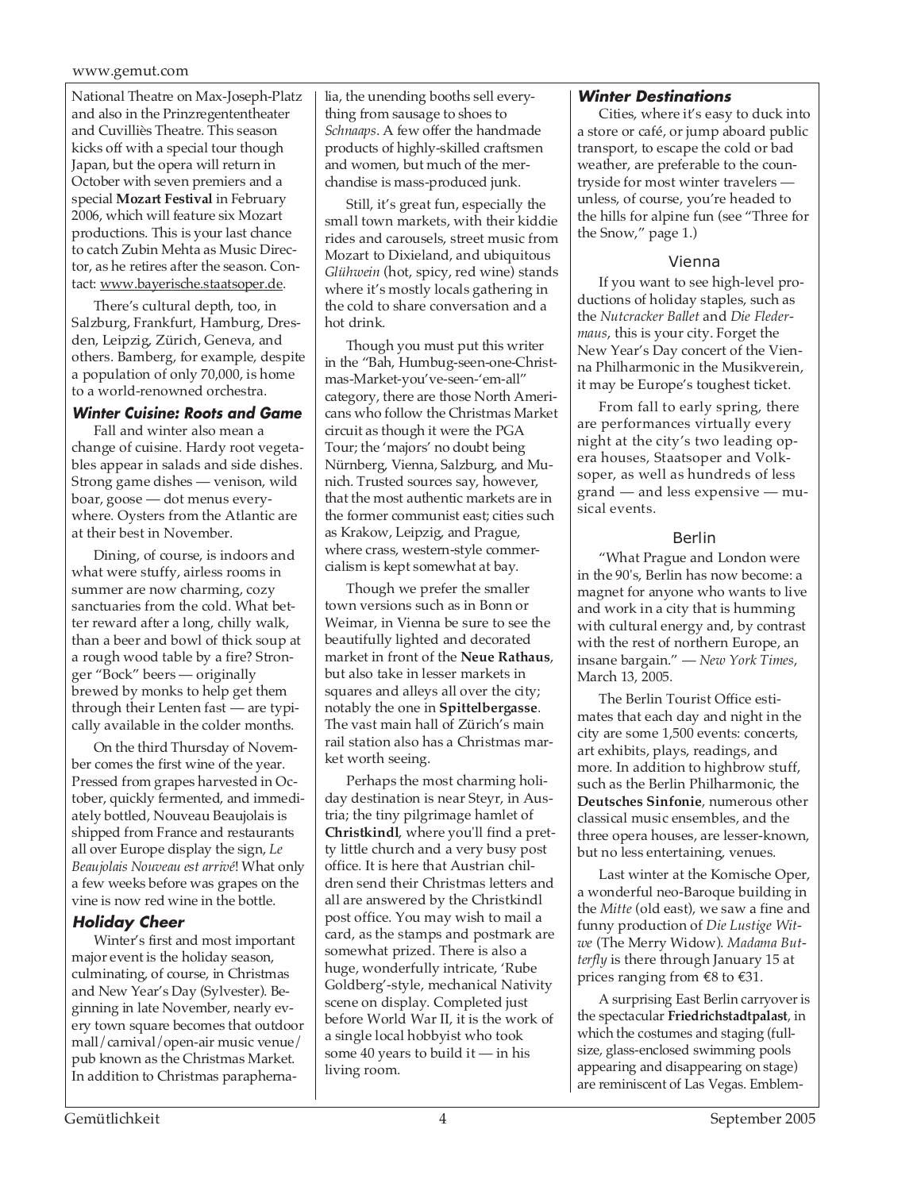National Theatre on Max-Joseph-Platz and also in the Prinzregententheater and Cuvilliès Theatre. This season kicks off with a special tour though Japan, but the opera will return in October with seven premiers and a special **Mozart Festival** in February 2006, which will feature six Mozart productions. This is your last chance to catch Zubin Mehta as Music Director, as he retires after the season. Contact: www.bayerische.staatsoper.de.

There's cultural depth, too, in Salzburg, Frankfurt, Hamburg, Dresden, Leipzig, Zürich, Geneva, and others. Bamberg, for example, despite a population of only 70,000, is home to a world-renowned orchestra.

### Winter Cuisine: Roots and Game

Fall and winter also mean a change of cuisine. Hardy root vegetables appear in salads and side dishes. Strong game dishes — venison, wild boar, goose — dot menus everywhere. Oysters from the Atlantic are at their best in November.

Dining, of course, is indoors and what were stuffy, airless rooms in summer are now charming, cozy sanctuaries from the cold. What better reward after a long, chilly walk, than a beer and bowl of thick soup at a rough wood table by a fire? Stronger "Bock" beers — originally brewed by monks to help get them through their Lenten fast — are typically available in the colder months.

On the third Thursday of November comes the first wine of the year. Pressed from grapes harvested in October, quickly fermented, and immediately bottled, Nouveau Beaujolais is shipped from France and restaurants all over Europe display the sign, *Le Beaujolais Nouveau est arrivé*! What only a few weeks before was grapes on the vine is now red wine in the bottle.

### Holiday Cheer

Winter's first and most important major event is the holiday season, culminating, of course, in Christmas and New Year's Day (Sylvester). Beginning in late November, nearly every town square becomes that outdoor mall/carnival/open-air music venue/pub known as the Christmas Market. In addition to Christmas paraphernalia, the unending booths sell everything from sausage to shoes to *Schnaaps*. A few offer the handmade products of highly-skilled craftsmen and women, but much of the merchandise is mass-produced junk.

Still, it's great fun, especially the small town markets, with their kiddie rides and carousels, street music from Mozart to Dixieland, and ubiquitous *Glühwein* (hot, spicy, red wine) stands where it's mostly locals gathering in the cold to share conversation and a hot drink.

Though you must put this writer in the "Bah, Humbug-seen-one-Christmas-Market-you've-seen-'em-all" category, there are those North Americans who follow the Christmas Market circuit as though it were the PGA Tour; the 'majors' no doubt being Nürnberg, Vienna, Salzburg, and Munich. Trusted sources say, however, that the most authentic markets are in the former communist east; cities such as Krakow, Leipzig, and Prague, where crass, western-style commercialism is kept somewhat at bay.

Though we prefer the smaller town versions such as in Bonn or Weimar, in Vienna be sure to see the beautifully lighted and decorated market in front of the **Neue Rathaus**, but also take in lesser markets in squares and alleys all over the city; notably the one in **Spittelbergasse**. The vast main hall of Zürich's main rail station also has a Christmas market worth seeing.

Perhaps the most charming holiday destination is near Steyr, in Austria; the tiny pilgrimage hamlet of **Christkindl**, where you'll find a pretty little church and a very busy post office. It is here that Austrian children send their Christmas letters and all are answered by the Christkindl post office. You may wish to mail a card, as the stamps and postmark are somewhat prized. There is also a huge, wonderfully intricate, 'Rube Goldberg'-style, mechanical Nativity scene on display. Completed just before World War II, it is the work of a single local hobbyist who took some 40 years to build it — in his living room.

### Winter Destinations

Cities, where it's easy to duck into a store or café, or jump aboard public transport, to escape the cold or bad weather, are preferable to the countryside for most winter travelers — unless, of course, you're headed to the hills for alpine fun (see "Three for the Snow," page 1.)

#### Vienna

If you want to see high-level productions of holiday staples, such as the *Nutcracker Ballet* and *Die Fledermaus*, this is your city. Forget the New Year's Day concert of the Vienna Philharmonic in the Musikverein, it may be Europe's toughest ticket.

From fall to early spring, there are performances virtually every night at the city's two leading opera houses, Staatsoper and Volksoper, as well as hundreds of less grand — and less expensive — musical events.

#### Berlin

"What Prague and London were in the 90's, Berlin has now become: a magnet for anyone who wants to live and work in a city that is humming with cultural energy and, by contrast with the rest of northern Europe, an insane bargain." — *New York Times*, March 13, 2005.

The Berlin Tourist Office estimates that each day and night in the city are some 1,500 events: concerts, art exhibits, plays, readings, and more. In addition to highbrow stuff, such as the Berlin Philharmonic, the **Deutsches Sinfonie**, numerous other classical music ensembles, and the three opera houses, are lesser-known, but no less entertaining, venues.

Last winter at the Komische Oper, a wonderful neo-Baroque building in the *Mitte* (old east), we saw a fine and funny production of *Die Lustige Witwe* (The Merry Widow). *Madama Butterfly* is there through January 15 at prices ranging from €8 to €31.

A surprising East Berlin carryover is the spectacular **Friedrichstadtpalast**, in which the costumes and staging (full-size, glass-enclosed swimming pools appearing and disappearing on stage) are reminiscent of Las Vegas. Emblem-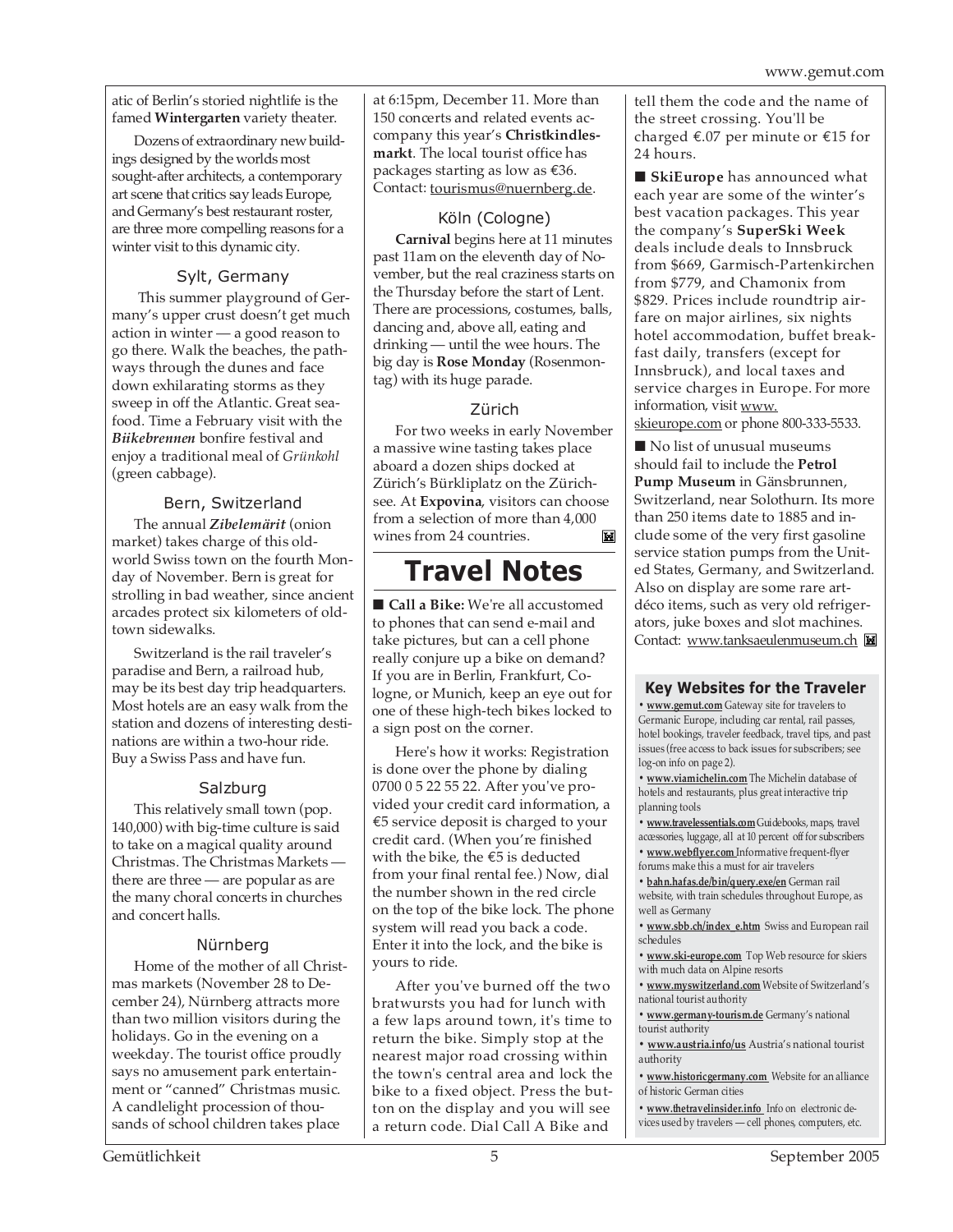atic of Berlin's storied nightlife is the famed **Wintergarten** variety theater.

Dozens of extraordinary new buildings designed by the worlds most sought-after architects, a contemporary art scene that critics say leads Europe, and Germany's best restaurant roster, are three more compelling reasons for a winter visit to this dynamic city.

### Sylt, Germany

This summer playground of Germany's upper crust doesn't get much action in winter — a good reason to go there. Walk the beaches, the pathways through the dunes and face down exhilarating storms as they sweep in off the Atlantic. Great seafood. Time a February visit with the ***Biikebrennen*** bonfire festival and enjoy a traditional meal of *Grünkohl* (green cabbage).

### Bern, Switzerland

The annual ***Zibelemärit*** (onion market) takes charge of this old-world Swiss town on the fourth Monday of November. Bern is great for strolling in bad weather, since ancient arcades protect six kilometers of old-town sidewalks.

Switzerland is the rail traveler's paradise and Bern, a railroad hub, may be its best day trip headquarters. Most hotels are an easy walk from the station and dozens of interesting destinations are within a two-hour ride. Buy a Swiss Pass and have fun.

### Salzburg

This relatively small town (pop. 140,000) with big-time culture is said to take on a magical quality around Christmas. The Christmas Markets — there are three — are popular as are the many choral concerts in churches and concert halls.

### Nürnberg

Home of the mother of all Christmas markets (November 28 to December 24), Nürnberg attracts more than two million visitors during the holidays. Go in the evening on a weekday. The tourist office proudly says no amusement park entertainment or "canned" Christmas music. A candlelight procession of thousands of school children takes place at 6:15pm, December 11. More than 150 concerts and related events accompany this year's **Christkindlesmarkt**. The local tourist office has packages starting as low as €36. Contact: tourismus@nuernberg.de.

### Köln (Cologne)

**Carnival** begins here at 11 minutes past 11am on the eleventh day of November, but the real craziness starts on the Thursday before the start of Lent. There are processions, costumes, balls, dancing and, above all, eating and drinking — until the wee hours. The big day is **Rose Monday** (Rosenmontag) with its huge parade.

### Zürich

For two weeks in early November a massive wine tasting takes place aboard a dozen ships docked at Zürich's Bürkliplatz on the Zürichsee. At **Expovina**, visitors can choose from a selection of more than 4,000 wines from 24 countries.

# Travel Notes

■ **Call a Bike:** We're all accustomed to phones that can send e-mail and take pictures, but can a cell phone really conjure up a bike on demand? If you are in Berlin, Frankfurt, Cologne, or Munich, keep an eye out for one of these high-tech bikes locked to a sign post on the corner.

Here's how it works: Registration is done over the phone by dialing 0700 0 5 22 55 22. After you've provided your credit card information, a €5 service deposit is charged to your credit card. (When you're finished with the bike, the €5 is deducted from your final rental fee.) Now, dial the number shown in the red circle on the top of the bike lock. The phone system will read you back a code. Enter it into the lock, and the bike is yours to ride.

After you've burned off the two bratwursts you had for lunch with a few laps around town, it's time to return the bike. Simply stop at the nearest major road crossing within the town's central area and lock the bike to a fixed object. Press the button on the display and you will see a return code. Dial Call A Bike and tell them the code and the name of the street crossing. You'll be charged €.07 per minute or €15 for 24 hours.

■ **SkiEurope** has announced what each year are some of the winter's best vacation packages. This year the company's **SuperSki Week** deals include deals to Innsbruck from $669, Garmisch-Partenkirchen from $779, and Chamonix from $829. Prices include roundtrip airfare on major airlines, six nights hotel accommodation, buffet breakfast daily, transfers (except for Innsbruck), and local taxes and service charges in Europe. For more information, visit www.skieurope.com or phone 800-333-5533.

■ No list of unusual museums should fail to include the **Petrol Pump Museum** in Gänsbrunnen, Switzerland, near Solothurn. Its more than 250 items date to 1885 and include some of the very first gasoline service station pumps from the United States, Germany, and Switzerland. Also on display are some rare art-déco items, such as very old refrigerators, juke boxes and slot machines. Contact: www.tanksaeulenmuseum.ch

### Key Websites for the Traveler

- **www.gemut.com** Gateway site for travelers to Germanic Europe, including car rental, rail passes, hotel bookings, traveler feedback, travel tips, and past issues (free access to back issues for subscribers; see log-on info on page 2).
- **www.viamichelin.com** The Michelin database of hotels and restaurants, plus great interactive trip planning tools
- **www.travelessentials.com** Guidebooks, maps, travel accessories, luggage, all at 10 percent off for subscribers
- **www.webflyer.com** Informative frequent-flyer forums make this a must for air travelers
- **bahn.hafas.de/bin/query.exe/en** German rail website, with train schedules throughout Europe, as well as Germany
- **www.sbb.ch/index_e.htm** Swiss and European rail schedules
- **www.ski-europe.com** Top Web resource for skiers with much data on Alpine resorts
- **www.myswitzerland.com** Website of Switzerland's national tourist authority
- **www.germany-tourism.de** Germany's national tourist authority
- **www.austria.info/us** Austria's national tourist authority
- **www.historicgermany.com** Website for an alliance of historic German cities
- **www.thetravelinsider.info** Info on electronic devices used by travelers — cell phones, computers, etc.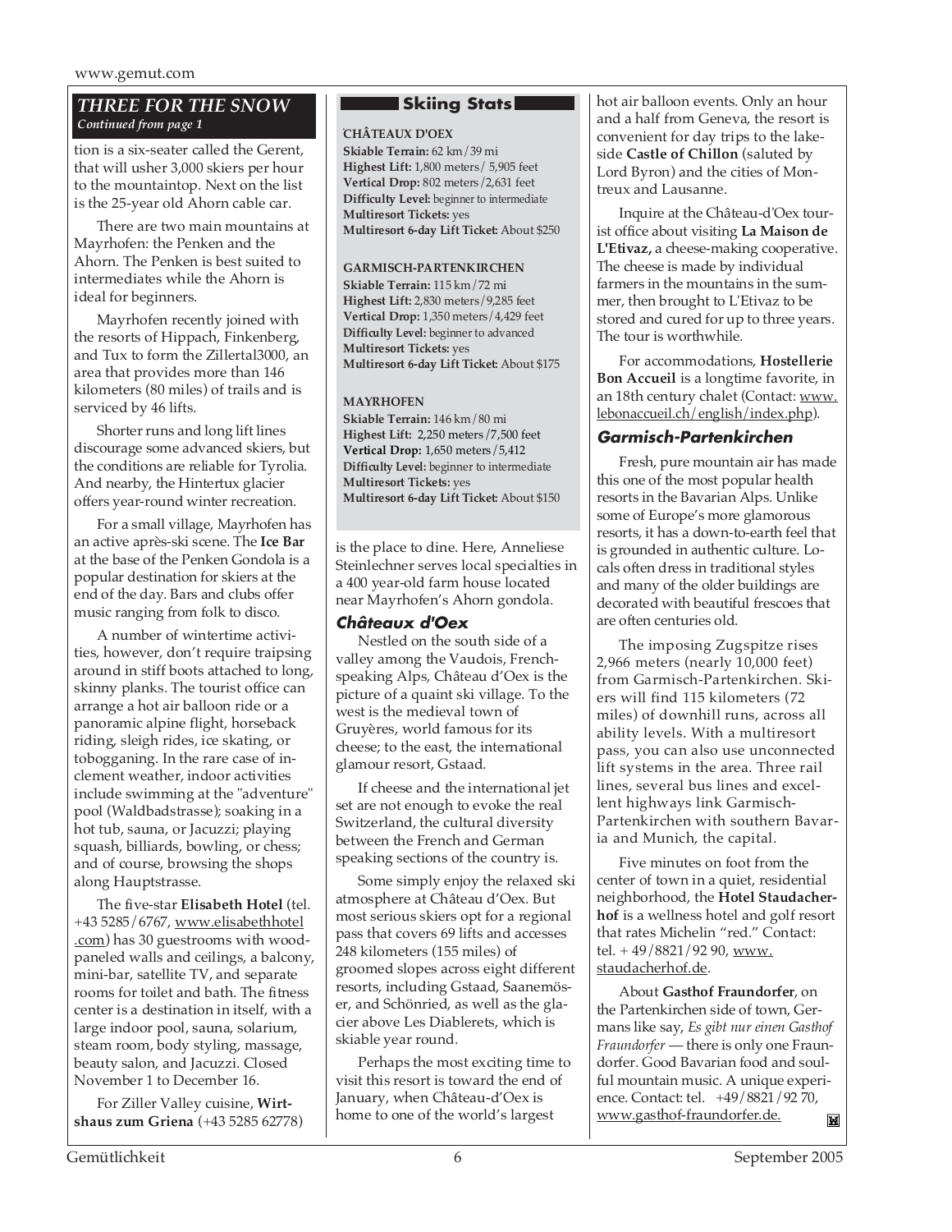## THREE FOR THE SNOW

*Continued from page 1*

tion is a six-seater called the Gerent, that will usher 3,000 skiers per hour to the mountaintop. Next on the list is the 25-year old Ahorn cable car.

There are two main mountains at Mayrhofen: the Penken and the Ahorn. The Penken is best suited to intermediates while the Ahorn is ideal for beginners.

Mayrhofen recently joined with the resorts of Hippach, Finkenberg, and Tux to form the Zillertal3000, an area that provides more than 146 kilometers (80 miles) of trails and is serviced by 46 lifts.

Shorter runs and long lift lines discourage some advanced skiers, but the conditions are reliable for Tyrolia. And nearby, the Hintertux glacier offers year-round winter recreation.

For a small village, Mayrhofen has an active après-ski scene. The **Ice Bar** at the base of the Penken Gondola is a popular destination for skiers at the end of the day. Bars and clubs offer music ranging from folk to disco.

A number of wintertime activities, however, don't require traipsing around in stiff boots attached to long, skinny planks. The tourist office can arrange a hot air balloon ride or a panoramic alpine flight, horseback riding, sleigh rides, ice skating, or tobogganing. In the rare case of inclement weather, indoor activities include swimming at the "adventure" pool (Waldbadstrasse); soaking in a hot tub, sauna, or Jacuzzi; playing squash, billiards, bowling, or chess; and of course, browsing the shops along Hauptstrasse.

The five-star **Elisabeth Hotel** (tel. +43 5285/6767, www.elisabethhotel.com) has 30 guestrooms with wood-paneled walls and ceilings, a balcony, mini-bar, satellite TV, and separate rooms for toilet and bath. The fitness center is a destination in itself, with a large indoor pool, sauna, solarium, steam room, body styling, massage, beauty salon, and Jacuzzi. Closed November 1 to December 16.

For Ziller Valley cuisine, **Wirtshaus zum Griena** (+43 5285 62778) is the place to dine. Here, Anneliese Steinlechner serves local specialties in a 400 year-old farm house located near Mayrhofen's Ahorn gondola.

### Skiing Stats

**CHÂTEAUX D'OEX**
**Skiable Terrain:** 62 km/39 mi
**Highest Lift:** 1,800 meters/ 5,905 feet
**Vertical Drop:** 802 meters/2,631 feet
**Difficulty Level:** beginner to intermediate
**Multiresort Tickets:** yes
**Multiresort 6-day Lift Ticket:** About $250

**GARMISCH-PARTENKIRCHEN**
**Skiable Terrain:** 115 km/72 mi
**Highest Lift:** 2,830 meters/9,285 feet
**Vertical Drop:** 1,350 meters/4,429 feet
**Difficulty Level:** beginner to advanced
**Multiresort Tickets:** yes
**Multiresort 6-day Lift Ticket:** About $175

**MAYRHOFEN**
**Skiable Terrain:** 146 km/80 mi
**Highest Lift:** 2,250 meters/7,500 feet
**Vertical Drop:** 1,650 meters/5,412
**Difficulty Level:** beginner to intermediate
**Multiresort Tickets:** yes
**Multiresort 6-day Lift Ticket:** About $150

### Châteaux d'Oex

Nestled on the south side of a valley among the Vaudois, French-speaking Alps, Château d'Oex is the picture of a quaint ski village. To the west is the medieval town of Gruyères, world famous for its cheese; to the east, the international glamour resort, Gstaad.

If cheese and the international jet set are not enough to evoke the real Switzerland, the cultural diversity between the French and German speaking sections of the country is.

Some simply enjoy the relaxed ski atmosphere at Château d'Oex. But most serious skiers opt for a regional pass that covers 69 lifts and accesses 248 kilometers (155 miles) of groomed slopes across eight different resorts, including Gstaad, Saanemöser, and Schönried, as well as the glacier above Les Diablerets, which is skiable year round.

Perhaps the most exciting time to visit this resort is toward the end of January, when Château-d'Oex is home to one of the world's largest hot air balloon events. Only an hour and a half from Geneva, the resort is convenient for day trips to the lakeside **Castle of Chillon** (saluted by Lord Byron) and the cities of Montreux and Lausanne.

Inquire at the Château-d'Oex tourist office about visiting **La Maison de L'Etivaz,** a cheese-making cooperative. The cheese is made by individual farmers in the mountains in the summer, then brought to L'Etivaz to be stored and cured for up to three years. The tour is worthwhile.

For accommodations, **Hostellerie Bon Accueil** is a longtime favorite, in an 18th century chalet (Contact: www.lebonaccueil.ch/english/index.php).

### Garmisch-Partenkirchen

Fresh, pure mountain air has made this one of the most popular health resorts in the Bavarian Alps. Unlike some of Europe's more glamorous resorts, it has a down-to-earth feel that is grounded in authentic culture. Locals often dress in traditional styles and many of the older buildings are decorated with beautiful frescoes that are often centuries old.

The imposing Zugspitze rises 2,966 meters (nearly 10,000 feet) from Garmisch-Partenkirchen. Skiers will find 115 kilometers (72 miles) of downhill runs, across all ability levels. With a multiresort pass, you can also use unconnected lift systems in the area. Three rail lines, several bus lines and excellent highways link Garmisch-Partenkirchen with southern Bavaria and Munich, the capital.

Five minutes on foot from the center of town in a quiet, residential neighborhood, the **Hotel Staudacherhof** is a wellness hotel and golf resort that rates Michelin "red." Contact: tel. + 49/8821/92 90, www.staudacherhof.de.

About **Gasthof Fraundorfer**, on the Partenkirchen side of town, Germans like say, *Es gibt nur einen Gasthof Fraundorfer* — there is only one Fraundorfer. Good Bavarian food and soulful mountain music. A unique experience. Contact: tel. +49/8821/92 70, www.gasthof-fraundorfer.de.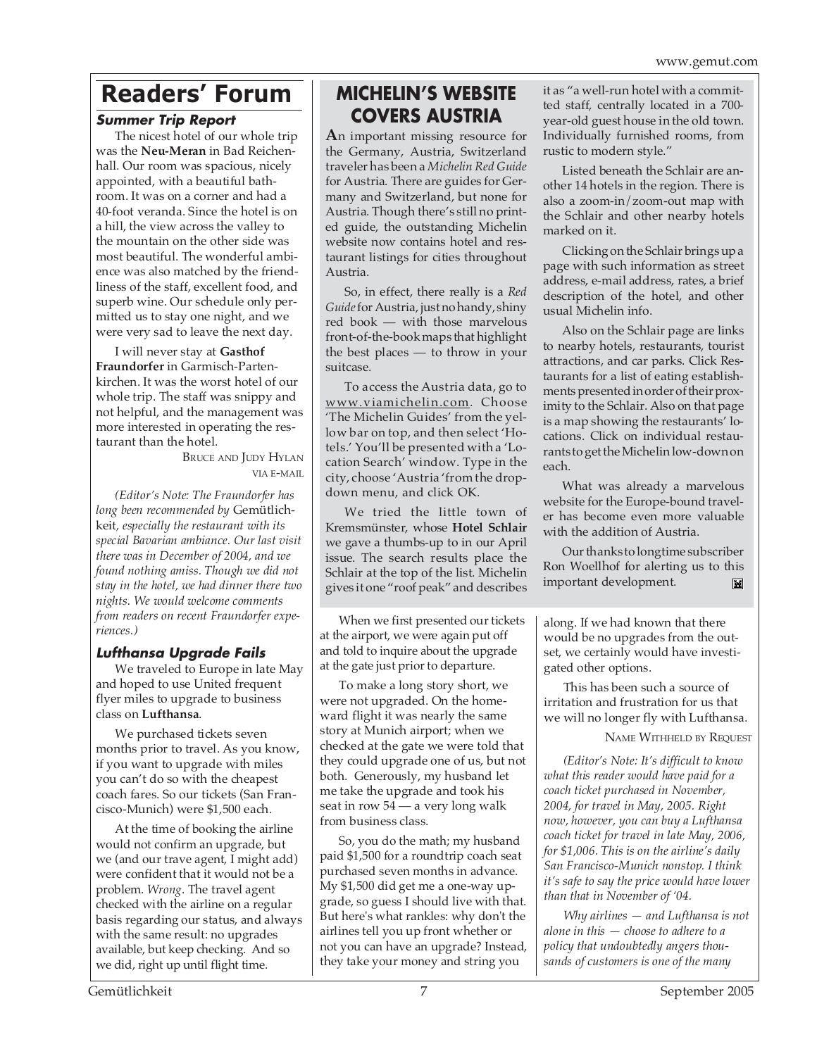# Readers' Forum

### Summer Trip Report

The nicest hotel of our whole trip was the **Neu-Meran** in Bad Reichenhall. Our room was spacious, nicely appointed, with a beautiful bathroom. It was on a corner and had a 40-foot veranda. Since the hotel is on a hill, the view across the valley to the mountain on the other side was most beautiful. The wonderful ambience was also matched by the friendliness of the staff, excellent food, and superb wine. Our schedule only permitted us to stay one night, and we were very sad to leave the next day.

I will never stay at **Gasthof Fraundorfer** in Garmisch-Partenkirchen. It was the worst hotel of our whole trip. The staff was snippy and not helpful, and the management was more interested in operating the restaurant than the hotel.

BRUCE AND JUDY HYLAN
VIA E-MAIL

*(Editor's Note: The Fraundorfer has long been recommended by* Gemütlichkeit*, especially the restaurant with its special Bavarian ambiance. Our last visit there was in December of 2004, and we found nothing amiss. Though we did not stay in the hotel, we had dinner there two nights. We would welcome comments from readers on recent Fraundorfer experiences.)*

### Lufthansa Upgrade Fails

We traveled to Europe in late May and hoped to use United frequent flyer miles to upgrade to business class on **Lufthansa**.

We purchased tickets seven months prior to travel. As you know, if you want to upgrade with miles you can't do so with the cheapest coach fares. So our tickets (San Francisco-Munich) were $1,500 each.

At the time of booking the airline would not confirm an upgrade, but we (and our trave agent, I might add) were confident that it would not be a problem. *Wrong*. The travel agent checked with the airline on a regular basis regarding our status, and always with the same result: no upgrades available, but keep checking. And so we did, right up until flight time.

When we first presented our tickets at the airport, we were again put off and told to inquire about the upgrade at the gate just prior to departure.

To make a long story short, we were not upgraded. On the homeward flight it was nearly the same story at Munich airport; when we checked at the gate we were told that they could upgrade one of us, but not both. Generously, my husband let me take the upgrade and took his seat in row 54 — a very long walk from business class.

So, you do the math; my husband paid $1,500 for a roundtrip coach seat purchased seven months in advance. My $1,500 did get me a one-way upgrade, so guess I should live with that. But here's what rankles: why don't the airlines tell you up front whether or not you can have an upgrade? Instead, they take your money and string you along. If we had known that there would be no upgrades from the outset, we certainly would have investigated other options.

This has been such a source of irritation and frustration for us that we will no longer fly with Lufthansa.

NAME WITHHELD BY REQUEST

*(Editor's Note: It's difficult to know what this reader would have paid for a coach ticket purchased in November, 2004, for travel in May, 2005. Right now, however, you can buy a Lufthansa coach ticket for travel in late May, 2006, for $1,006. This is on the airline's daily San Francisco-Munich nonstop. I think it's safe to say the price would have lower than that in November of '04.*

*Why airlines — and Lufthansa is not alone in this — choose to adhere to a policy that undoubtedly angers thousands of customers is one of the many*

## MICHELIN'S WEBSITE COVERS AUSTRIA

An important missing resource for the Germany, Austria, Switzerland traveler has been a *Michelin Red Guide* for Austria. There are guides for Germany and Switzerland, but none for Austria. Though there's still no printed guide, the outstanding Michelin website now contains hotel and restaurant listings for cities throughout Austria.

So, in effect, there really is a *Red Guide* for Austria, just no handy, shiny red book — with those marvelous front-of-the-book maps that highlight the best places — to throw in your suitcase.

To access the Austria data, go to www.viamichelin.com. Choose 'The Michelin Guides' from the yellow bar on top, and then select 'Hotels.' You'll be presented with a 'Location Search' window. Type in the city, choose 'Austria 'from the dropdown menu, and click OK.

We tried the little town of Kremsmünster, whose **Hotel Schlair** we gave a thumbs-up to in our April issue. The search results place the Schlair at the top of the list. Michelin gives it one "roof peak" and describes it as "a well-run hotel with a committed staff, centrally located in a 700-year-old guest house in the old town. Individually furnished rooms, from rustic to modern style."

Listed beneath the Schlair are another 14 hotels in the region. There is also a zoom-in/zoom-out map with the Schlair and other nearby hotels marked on it.

Clicking on the Schlair brings up a page with such information as street address, e-mail address, rates, a brief description of the hotel, and other usual Michelin info.

Also on the Schlair page are links to nearby hotels, restaurants, tourist attractions, and car parks. Click Restaurants for a list of eating establishments presented in order of their proximity to the Schlair. Also on that page is a map showing the restaurants' locations. Click on individual restaurants to get the Michelin low-down on each.

What was already a marvelous website for the Europe-bound traveler has become even more valuable with the addition of Austria.

Our thanks to longtime subscriber Ron Woellhof for alerting us to this important development.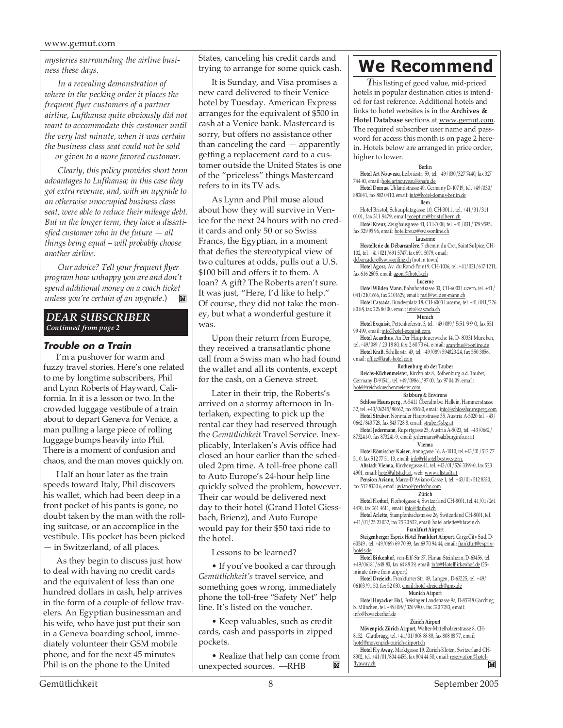*mysteries surrounding the airline business these days.*

*In a revealing demonstration of where in the pecking order it places the frequent flyer customers of a partner airline, Lufthansa quite obviously did not want to accommodate this customer until the very last minute, when it was certain the business class seat could not be sold — or given to a more favored customer.*

*Clearly, this policy provides short term advantages to Lufthansa; in this case they got extra revenue, and, with an upgrade to an otherwise unoccupied business class seat, were able to reduce their mileage debt. But in the longer term, they have a dissatisfied customer who in the future — all things being equal – will probably choose another airline.*

*Our advice? Tell your frequent flyer program how unhappy you are and don't spend additional money on a coach ticket unless you're certain of an upgrade.*)

## *DEAR SUBSCRIBER*

***Continued from page 2***

### *Trouble on a Train*

I'm a pushover for warm and fuzzy travel stories. Here's one related to me by longtime subscribers, Phil and Lynn Roberts of Hayward, California. In it is a lesson or two. In the crowded luggage vestibule of a train about to depart Geneva for Venice, a man pulling a large piece of rolling luggage bumps heavily into Phil. There is a moment of confusion and chaos, and the man moves quickly on.

Half an hour later as the train speeds toward Italy, Phil discovers his wallet, which had been deep in a front pocket of his pants is gone, no doubt taken by the man with the rolling suitcase, or an accomplice in the vestibule. His pocket has been picked — in Switzerland, of all places.

As they begin to discuss just how to deal with having no credit cards and the equivalent of less than one hundred dollars in cash, help arrives in the form of a couple of fellow travelers. An Egyptian businessman and his wife, who have just put their son in a Geneva boarding school, immediately volunteer their GSM mobile phone, and for the next 45 minutes Phil is on the phone to the United States, canceling his credit cards and trying to arrange for some quick cash.

It is Sunday, and Visa promises a new card delivered to their Venice hotel by Tuesday. American Express arranges for the equivalent of $500 in cash at a Venice bank. Mastercard is sorry, but offers no assistance other than canceling the card — apparently getting a replacement card to a customer outside the United States is one of the "priceless" things Mastercard refers to in its TV ads.

As Lynn and Phil muse aloud about how they will survive in Venice for the next 24 hours with no credit cards and only 50 or so Swiss Francs, the Egyptian, in a moment that defies the stereotypical view of two cultures at odds, pulls out a U.S. $100 bill and offers it to them. A loan? A gift? The Roberts aren't sure. It was just, "Here, I'd like to help." Of course, they did not take the money, but what a wonderful gesture it was.

Upon their return from Europe, they received a transatlantic phone call from a Swiss man who had found the wallet and all its contents, except for the cash, on a Geneva street.

Later in their trip, the Roberts's arrived on a stormy afternoon in Interlaken, expecting to pick up the rental car they had reserved through the *Gemütlichkeit* Travel Service. Inexplicably, Interlaken's Avis office had closed an hour earlier than the scheduled 2pm time. A toll-free phone call to Auto Europe's 24-hour help line quickly solved the problem, however. Their car would be delivered next day to their hotel (Grand Hotel Giessbach, Brienz), and Auto Europe would pay for their $50 taxi ride to the hotel.

Lessons to be learned?

• If you've booked a car through *Gemütlichkeit's* travel service, and something goes wrong, immediately phone the toll-free "Safety Net" help line. It's listed on the voucher.

• Keep valuables, such as credit cards, cash and passports in zipped pockets.

• Realize that help can come from unexpected sources. —RHB

# We Recommend

*T*his listing of good value, mid-priced hotels in popular destination cities is intended for fast reference. Additional hotels and links to hotel websites is in the **Archives & Hotel Database** sections at www.gemut.com. The required subscriber user name and password for access this month is on page 2 herein. Hotels below are arranged in price order, higher to lower.

**Berlin**

**Hotel Art Nouveau**, Leibnizstr. 59, tel. +49/030/327 7440, fax 327 744 40, email: hotelartnouveau@snafu.de

**Hotel Domus**, Uhlandstrasse 49, Germany D-10719, tel. +49/030/882041, fax 882 0410, email: info@hotel-domus-berlin.de

**Bern**

Hotel Bristol, Schauplatzgasse 10, CH-3011, tel. +41/31/311 0101, fax 311 9479, email reception@bristolbern.ch

**Hotel Kreuz**, Zeughausgasse 41, CH-3000, tel. +41/031/329 9595, fax 329 95 96, email: hotelkreuz@swissonline.ch

**Lausanne**

**Hostellerie du Débarcardère**, 7 chemin du Cret, Saint Sulpice, CH-102, tel. +41/021/691 5747, fax 691 5079, email: debarcadere@swissonline.ch (not in town)

**Hotel Agora**, Av. du Rond-Point 9, CH-1006, tel. +41/021/617 1211, fax 616 2605, email: agora@fhotels.ch

**Lucerne**

**Hotel Wilden Mann**, Bahnhofstrasse 30, CH-6000 Luzern, tel. +41/041/2101666, fax 2101629, email: mail@wilden-mann.ch

**Hotel Cascada**, Bundesplatz 18, CH-6003 Lucerne, tel: +41/041/226 80 88, fax 226 80 00, email: info@cascada.ch

**Munich**

**Hotel Exquisit**, Pettenkoferstr. 3, tel. +49/089/ 551 99 0, fax 551 99 499, email: info@hotel-exquisit.com.

**Hotel Acanthus**, An Der Hauptfeuerwache 14, D- 80331 München, tel. +49/089 / 23 18 80, fax: 2 60 73 64, e-mail: acanthus@t-online.de

**Hotel Kraft**, Schillerstr. 49, tel. +49/089/594823-24, fax 550 3856, email: office@kraft-hotel.com

**Rothenburg ob der Tauber**

**Reichs-Küchenmeister**, Kirchplatz 8, Rothenburg o.d. Tauber, Germany D-91541, tel. +49/09861/97 00, fax 97 04 09, email: hotel@reichskuechenmeister.com

**Salzburg & Environs**

**Schloss Haunsperg**, A-5411 Oberalm bei Hallein, Hammerstrasse 32, tel. +43/06245/80662, fax 85680, email: info@schlosshaunsperg.com

**Hotel Struber**, Nonntaler Hauptstrasse 35, Austria A-5020 tel. +43/0662/843 728, fax 843 728 8, email: struber@sbg.at

**Hotel Jedermann**, Rupertgasse 25, Austria A-5020, tel. +43/0662/873241-0, fax 873241-9, email: jedermann@salzburginfo.or.at

**Vienna**

**Hotel Römischer Kaiser**, Annagasse 16, A-1010, tel +43/01/512 77 51 0, fax 512 77 51 13, email: info@rkhotel.bestwestern.

**Altstadt Vienna**, Kirchengasse 41, tel. +43/01/526 3399-0, fax 523 4901, email: hotel@altstadt.at, web: www.altstadt.at

**Pension Aviano**, Marco-D'Aviano-Gasse 1, tel. +43/01/512 8330, fax 512 8330 6, email: aviano@pertschy.com

**Zürich**

**Hotel Florhof**, Florhofgasse 4, Switzerland CH-8001, tel. 41/01/261 4470, fax 261 4611, email: info@florhof.ch

**Hotel Arlette**, Stampfenbachstrasse 26, Switzerland CH-8001, tel. +41/01/25 20 032, fax 25 20 932, email: hotel.arlette@bluwin.ch

**Frankfurt Airport**

**Steigenberger Esprix Hotel Frankfurt Airport**, CargoCity Süd, D-60549 , tel. +49/069/69 70 99, fax 69 70 94 44, email: frankfurt@esprix-hotels.de

**Hotel Birkenhof**, von-Eiff-Str 37, Hanau-Steinheim, D-63456, tel. +49/06181/648 80, fax 64 88 39, email: info@HotelBirkenhof.de (25-minute drive from airport)

**Hotel Dreieich**, Frankfurter Str. 49, Langen , D-63225, tel. +49/06103/91 50, fax 52 030. email: hotel-dreieich@gmx.de

**Munich Airport**

**Hotel Hoyacker Hof**, Freisinger Landstrasse 9a, D-85748 Garching b. München, tel. +49/089/326 9900, fax 320 7243, email: info@hoyackerhof.de

**Zürich Airport**

**Mövenpick Zürich Airport**, Walter-Mittelholzerstrasse 8, CH-8152 Glattbrugg, tel. +41/01/808 88 88, fax 808 88 77, email: hotel@movenpick-zurich-airport.ch

**Hotel Fly Away,** Marktgasse 19, Zürich-Kloten, Switzerland CH-8302, tel. +41/01/804 4455, fax 804 44 50, email: reservation@hotel-flyaway.ch